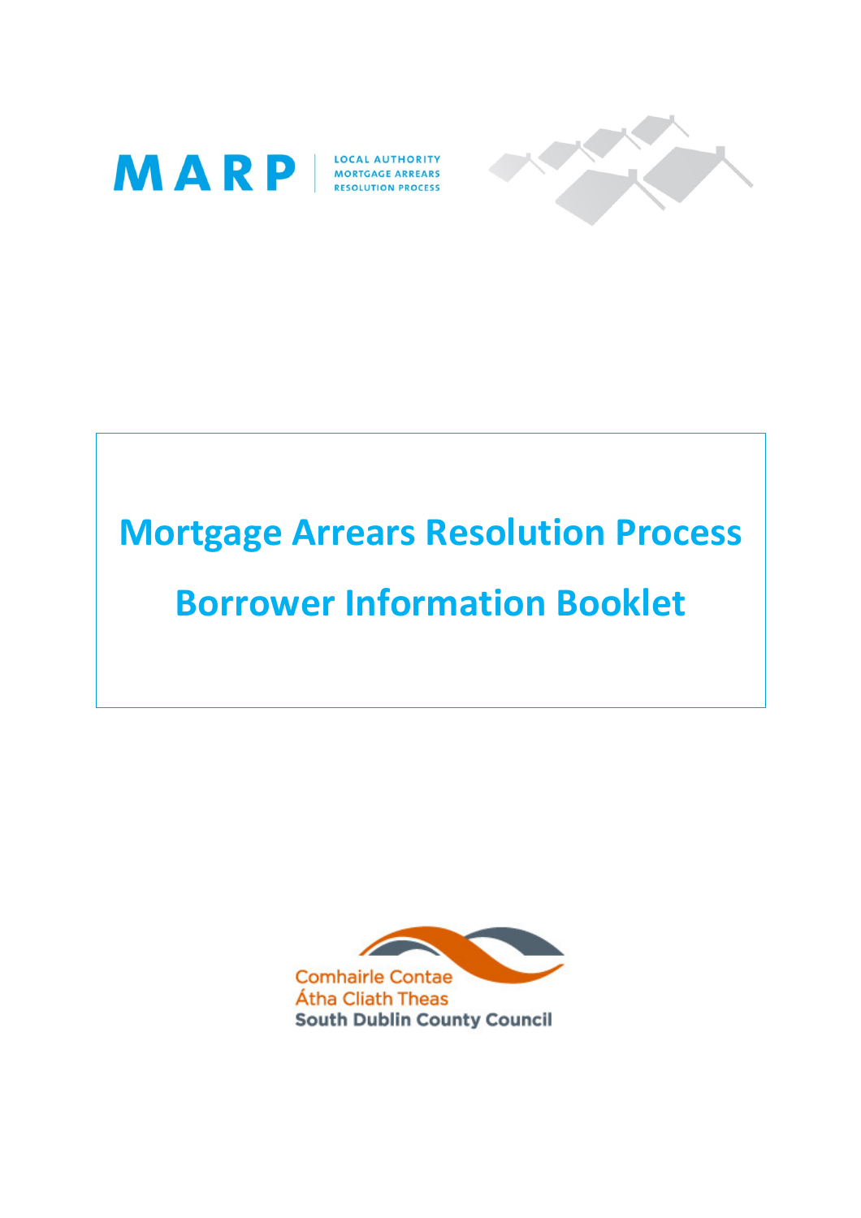MARP | LOCAL AUTHORITY MORTGAGE ARREARS RESOLUTION PROCESS

# Mortgage Arrears Resolution Process

# Borrower Information Booklet

Comhairle Contae Átha Cliath Theas
South Dublin County Council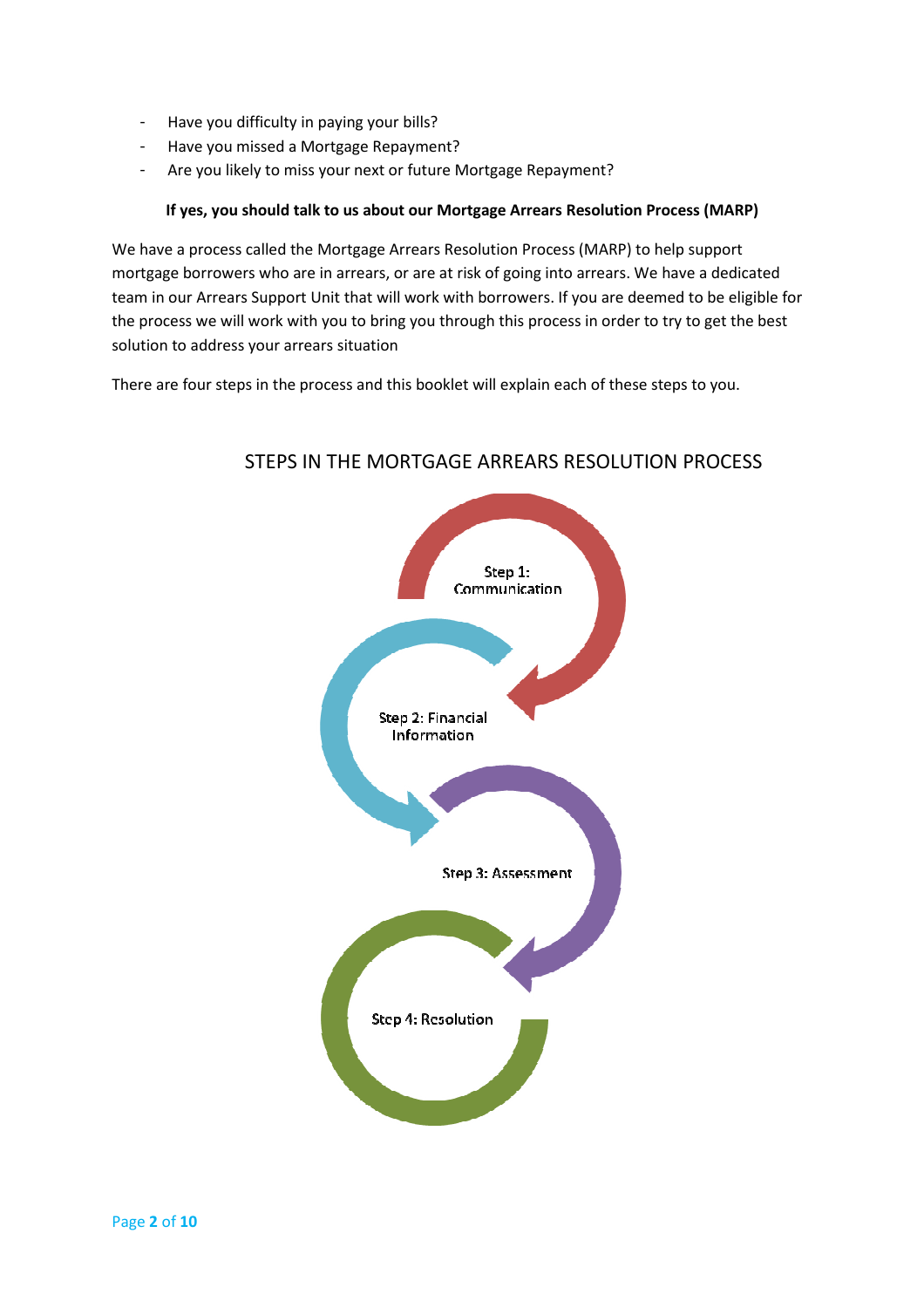- Have you difficulty in paying your bills?
- Have you missed a Mortgage Repayment?
- Are you likely to miss your next or future Mortgage Repayment?

**If yes, you should talk to us about our Mortgage Arrears Resolution Process (MARP)**

We have a process called the Mortgage Arrears Resolution Process (MARP) to help support mortgage borrowers who are in arrears, or are at risk of going into arrears. We have a dedicated team in our Arrears Support Unit that will work with borrowers. If you are deemed to be eligible for the process we will work with you to bring you through this process in order to try to get the best solution to address your arrears situation

There are four steps in the process and this booklet will explain each of these steps to you.

## STEPS IN THE MORTGAGE ARREARS RESOLUTION PROCESS

Step 1: Communication

Step 2: Financial Information

Step 3: Assessment

Step 4: Resolution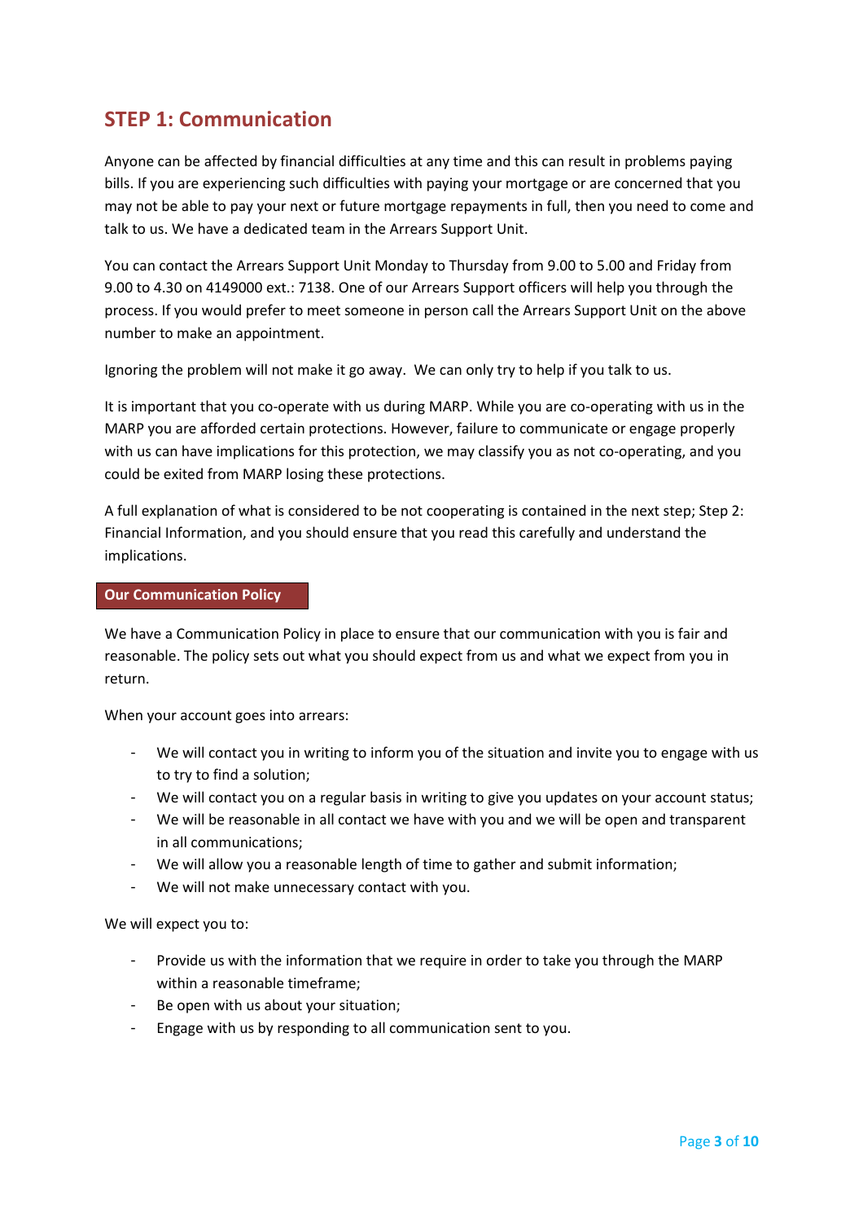## STEP 1: Communication

Anyone can be affected by financial difficulties at any time and this can result in problems paying bills. If you are experiencing such difficulties with paying your mortgage or are concerned that you may not be able to pay your next or future mortgage repayments in full, then you need to come and talk to us. We have a dedicated team in the Arrears Support Unit.

You can contact the Arrears Support Unit Monday to Thursday from 9.00 to 5.00 and Friday from 9.00 to 4.30 on 4149000 ext.: 7138. One of our Arrears Support officers will help you through the process. If you would prefer to meet someone in person call the Arrears Support Unit on the above number to make an appointment.

Ignoring the problem will not make it go away. We can only try to help if you talk to us.

It is important that you co-operate with us during MARP. While you are co-operating with us in the MARP you are afforded certain protections. However, failure to communicate or engage properly with us can have implications for this protection, we may classify you as not co-operating, and you could be exited from MARP losing these protections.

A full explanation of what is considered to be not cooperating is contained in the next step; Step 2: Financial Information, and you should ensure that you read this carefully and understand the implications.

### Our Communication Policy

We have a Communication Policy in place to ensure that our communication with you is fair and reasonable. The policy sets out what you should expect from us and what we expect from you in return.

When your account goes into arrears:

- We will contact you in writing to inform you of the situation and invite you to engage with us to try to find a solution;
- We will contact you on a regular basis in writing to give you updates on your account status;
- We will be reasonable in all contact we have with you and we will be open and transparent in all communications;
- We will allow you a reasonable length of time to gather and submit information;
- We will not make unnecessary contact with you.

We will expect you to:

- Provide us with the information that we require in order to take you through the MARP within a reasonable timeframe;
- Be open with us about your situation;
- Engage with us by responding to all communication sent to you.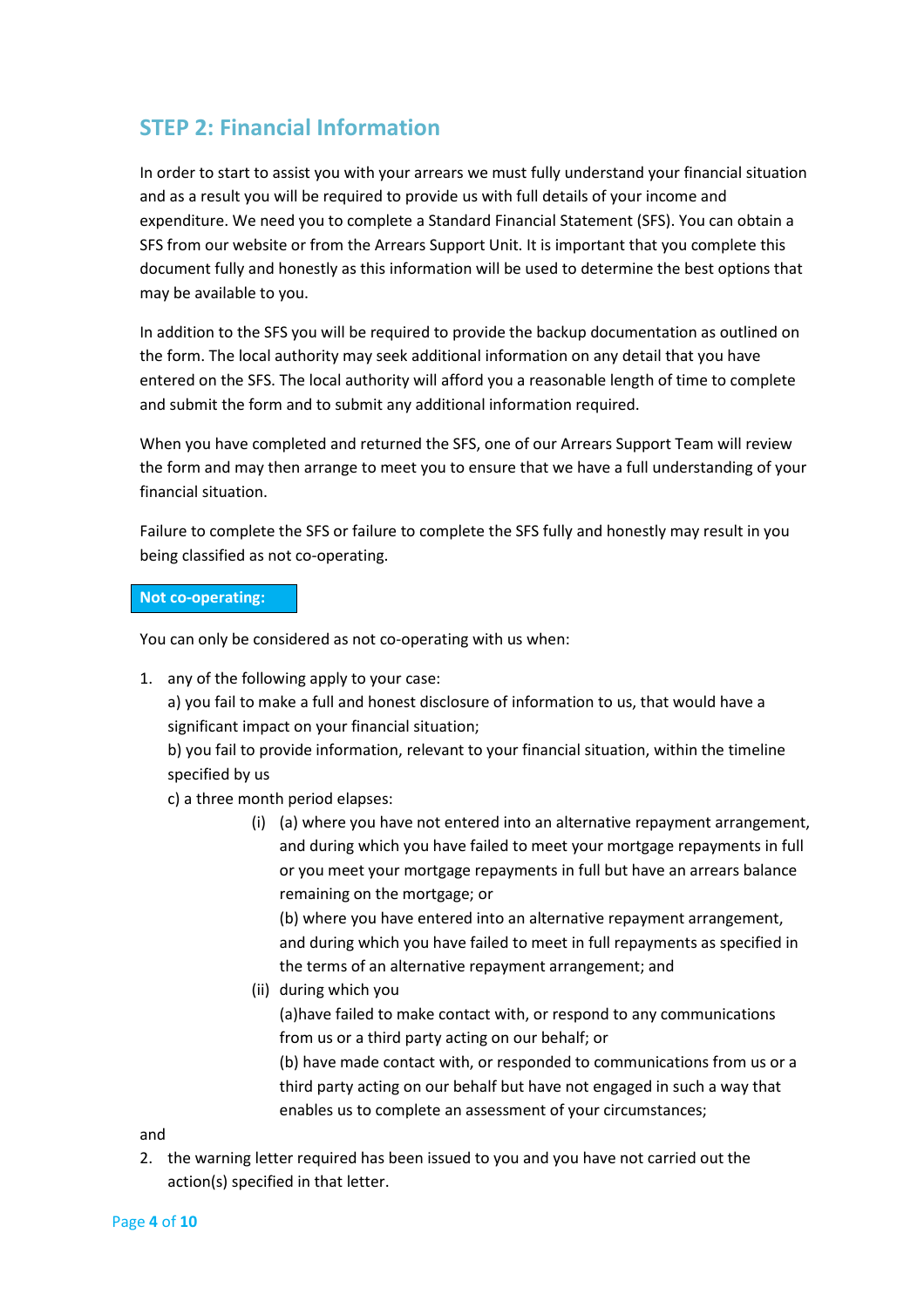## STEP 2: Financial Information

In order to start to assist you with your arrears we must fully understand your financial situation and as a result you will be required to provide us with full details of your income and expenditure. We need you to complete a Standard Financial Statement (SFS). You can obtain a SFS from our website or from the Arrears Support Unit. It is important that you complete this document fully and honestly as this information will be used to determine the best options that may be available to you.

In addition to the SFS you will be required to provide the backup documentation as outlined on the form. The local authority may seek additional information on any detail that you have entered on the SFS. The local authority will afford you a reasonable length of time to complete and submit the form and to submit any additional information required.

When you have completed and returned the SFS, one of our Arrears Support Team will review the form and may then arrange to meet you to ensure that we have a full understanding of your financial situation.

Failure to complete the SFS or failure to complete the SFS fully and honestly may result in you being classified as not co-operating.

**Not co-operating:**

You can only be considered as not co-operating with us when:

1. any of the following apply to your case:
   a) you fail to make a full and honest disclosure of information to us, that would have a significant impact on your financial situation;
   b) you fail to provide information, relevant to your financial situation, within the timeline specified by us
   c) a three month period elapses:
      (i) (a) where you have not entered into an alternative repayment arrangement, and during which you have failed to meet your mortgage repayments in full or you meet your mortgage repayments in full but have an arrears balance remaining on the mortgage; or
      (b) where you have entered into an alternative repayment arrangement, and during which you have failed to meet in full repayments as specified in the terms of an alternative repayment arrangement; and
      (ii) during which you
      (a) have failed to make contact with, or respond to any communications from us or a third party acting on our behalf; or
      (b) have made contact with, or responded to communications from us or a third party acting on our behalf but have not engaged in such a way that enables us to complete an assessment of your circumstances;

and

2. the warning letter required has been issued to you and you have not carried out the action(s) specified in that letter.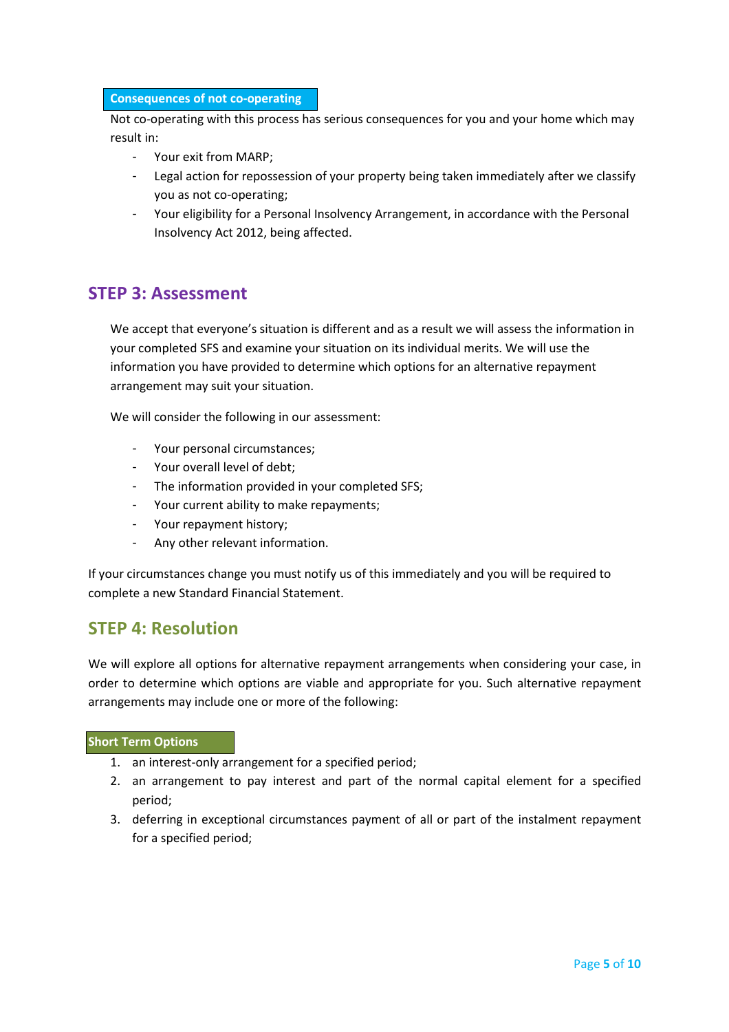### Consequences of not co-operating

Not co-operating with this process has serious consequences for you and your home which may result in:

- Your exit from MARP;
- Legal action for repossession of your property being taken immediately after we classify you as not co-operating;
- Your eligibility for a Personal Insolvency Arrangement, in accordance with the Personal Insolvency Act 2012, being affected.

## STEP 3: Assessment

We accept that everyone's situation is different and as a result we will assess the information in your completed SFS and examine your situation on its individual merits. We will use the information you have provided to determine which options for an alternative repayment arrangement may suit your situation.

We will consider the following in our assessment:

- Your personal circumstances;
- Your overall level of debt;
- The information provided in your completed SFS;
- Your current ability to make repayments;
- Your repayment history;
- Any other relevant information.

If your circumstances change you must notify us of this immediately and you will be required to complete a new Standard Financial Statement.

## STEP 4: Resolution

We will explore all options for alternative repayment arrangements when considering your case, in order to determine which options are viable and appropriate for you. Such alternative repayment arrangements may include one or more of the following:

### Short Term Options

1. an interest-only arrangement for a specified period;
2. an arrangement to pay interest and part of the normal capital element for a specified period;
3. deferring in exceptional circumstances payment of all or part of the instalment repayment for a specified period;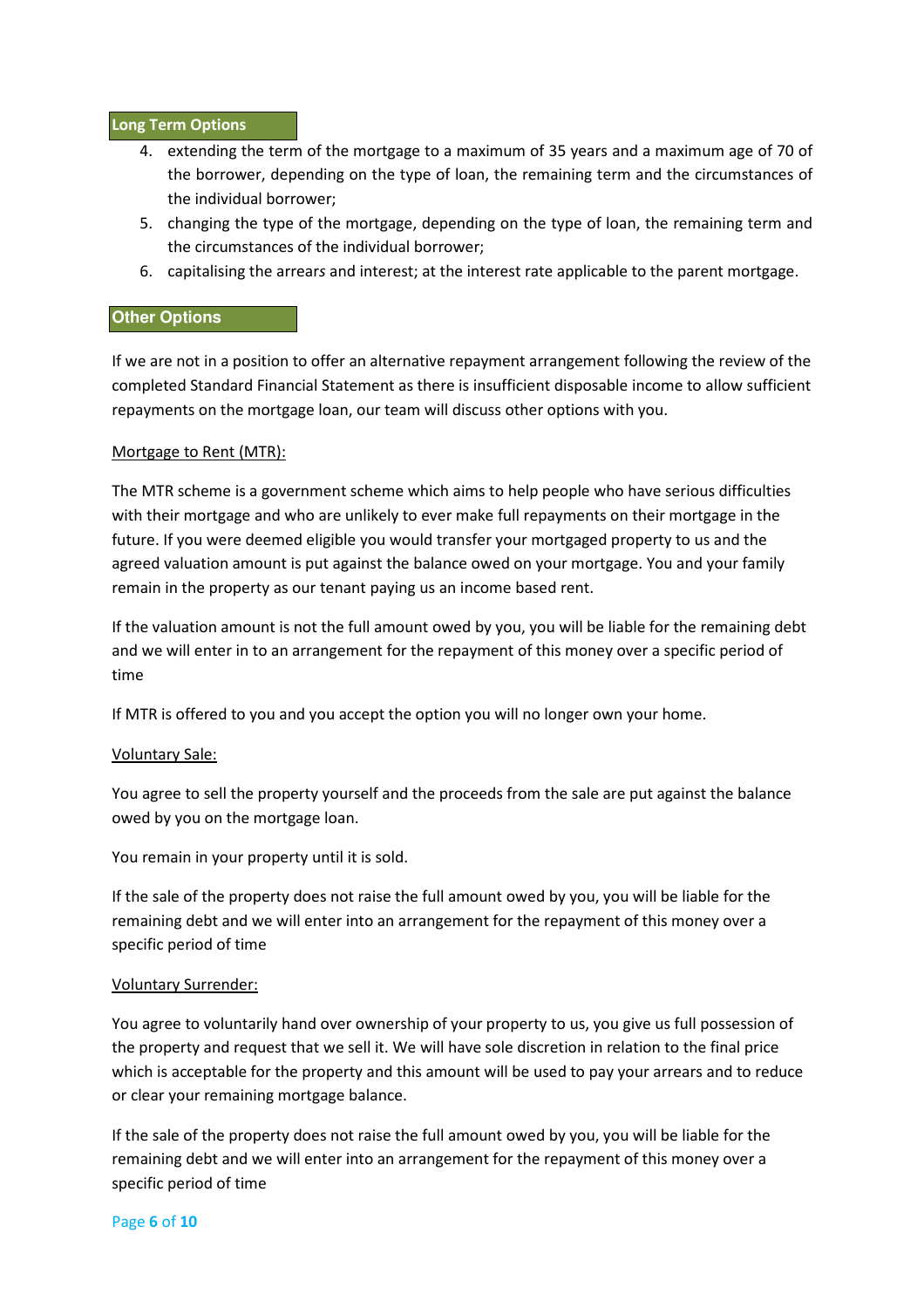## Long Term Options

4. extending the term of the mortgage to a maximum of 35 years and a maximum age of 70 of the borrower, depending on the type of loan, the remaining term and the circumstances of the individual borrower;
5. changing the type of the mortgage, depending on the type of loan, the remaining term and the circumstances of the individual borrower;
6. capitalising the arrears and interest; at the interest rate applicable to the parent mortgage.

## Other Options

If we are not in a position to offer an alternative repayment arrangement following the review of the completed Standard Financial Statement as there is insufficient disposable income to allow sufficient repayments on the mortgage loan, our team will discuss other options with you.

### Mortgage to Rent (MTR):

The MTR scheme is a government scheme which aims to help people who have serious difficulties with their mortgage and who are unlikely to ever make full repayments on their mortgage in the future. If you were deemed eligible you would transfer your mortgaged property to us and the agreed valuation amount is put against the balance owed on your mortgage. You and your family remain in the property as our tenant paying us an income based rent.

If the valuation amount is not the full amount owed by you, you will be liable for the remaining debt and we will enter in to an arrangement for the repayment of this money over a specific period of time

If MTR is offered to you and you accept the option you will no longer own your home.

### Voluntary Sale:

You agree to sell the property yourself and the proceeds from the sale are put against the balance owed by you on the mortgage loan.

You remain in your property until it is sold.

If the sale of the property does not raise the full amount owed by you, you will be liable for the remaining debt and we will enter into an arrangement for the repayment of this money over a specific period of time

### Voluntary Surrender:

You agree to voluntarily hand over ownership of your property to us, you give us full possession of the property and request that we sell it. We will have sole discretion in relation to the final price which is acceptable for the property and this amount will be used to pay your arrears and to reduce or clear your remaining mortgage balance.

If the sale of the property does not raise the full amount owed by you, you will be liable for the remaining debt and we will enter into an arrangement for the repayment of this money over a specific period of time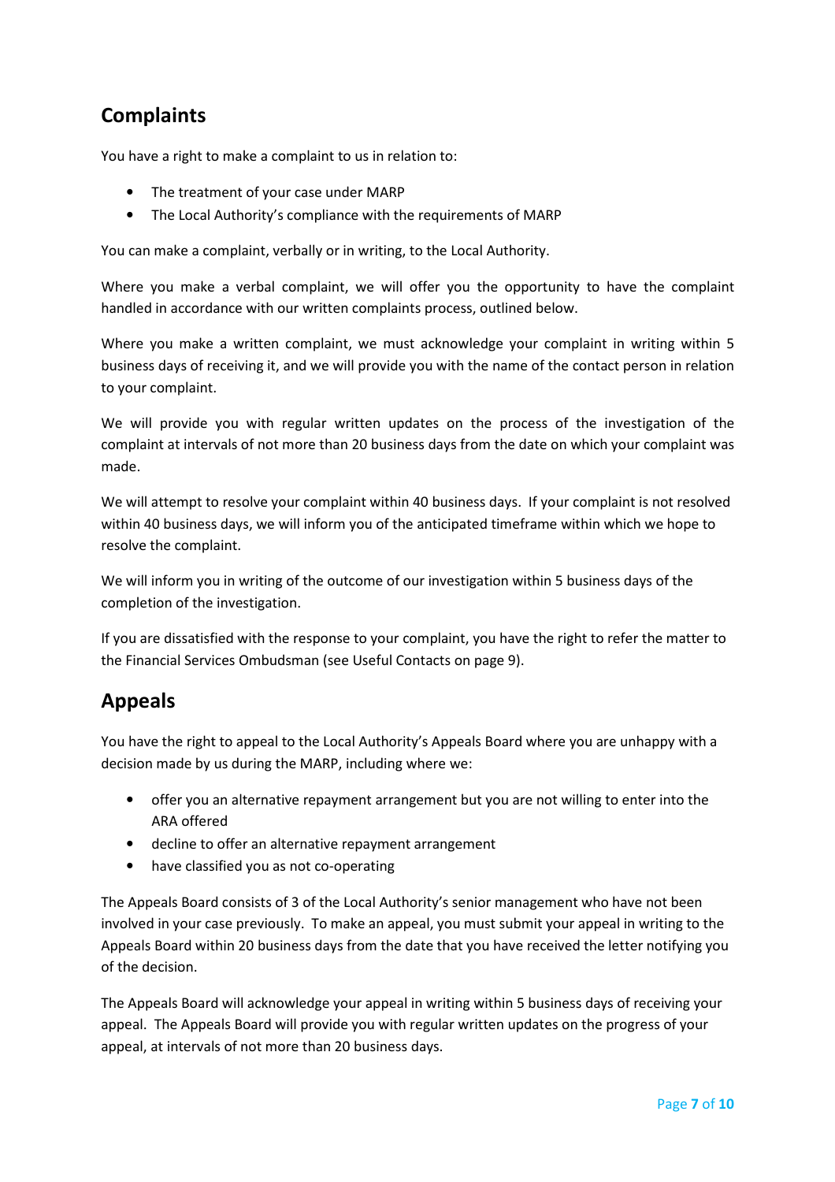## Complaints

You have a right to make a complaint to us in relation to:

- The treatment of your case under MARP
- The Local Authority's compliance with the requirements of MARP

You can make a complaint, verbally or in writing, to the Local Authority.

Where you make a verbal complaint, we will offer you the opportunity to have the complaint handled in accordance with our written complaints process, outlined below.

Where you make a written complaint, we must acknowledge your complaint in writing within 5 business days of receiving it, and we will provide you with the name of the contact person in relation to your complaint.

We will provide you with regular written updates on the process of the investigation of the complaint at intervals of not more than 20 business days from the date on which your complaint was made.

We will attempt to resolve your complaint within 40 business days. If your complaint is not resolved within 40 business days, we will inform you of the anticipated timeframe within which we hope to resolve the complaint.

We will inform you in writing of the outcome of our investigation within 5 business days of the completion of the investigation.

If you are dissatisfied with the response to your complaint, you have the right to refer the matter to the Financial Services Ombudsman (see Useful Contacts on page 9).

## Appeals

You have the right to appeal to the Local Authority's Appeals Board where you are unhappy with a decision made by us during the MARP, including where we:

- offer you an alternative repayment arrangement but you are not willing to enter into the ARA offered
- decline to offer an alternative repayment arrangement
- have classified you as not co-operating

The Appeals Board consists of 3 of the Local Authority's senior management who have not been involved in your case previously. To make an appeal, you must submit your appeal in writing to the Appeals Board within 20 business days from the date that you have received the letter notifying you of the decision.

The Appeals Board will acknowledge your appeal in writing within 5 business days of receiving your appeal. The Appeals Board will provide you with regular written updates on the progress of your appeal, at intervals of not more than 20 business days.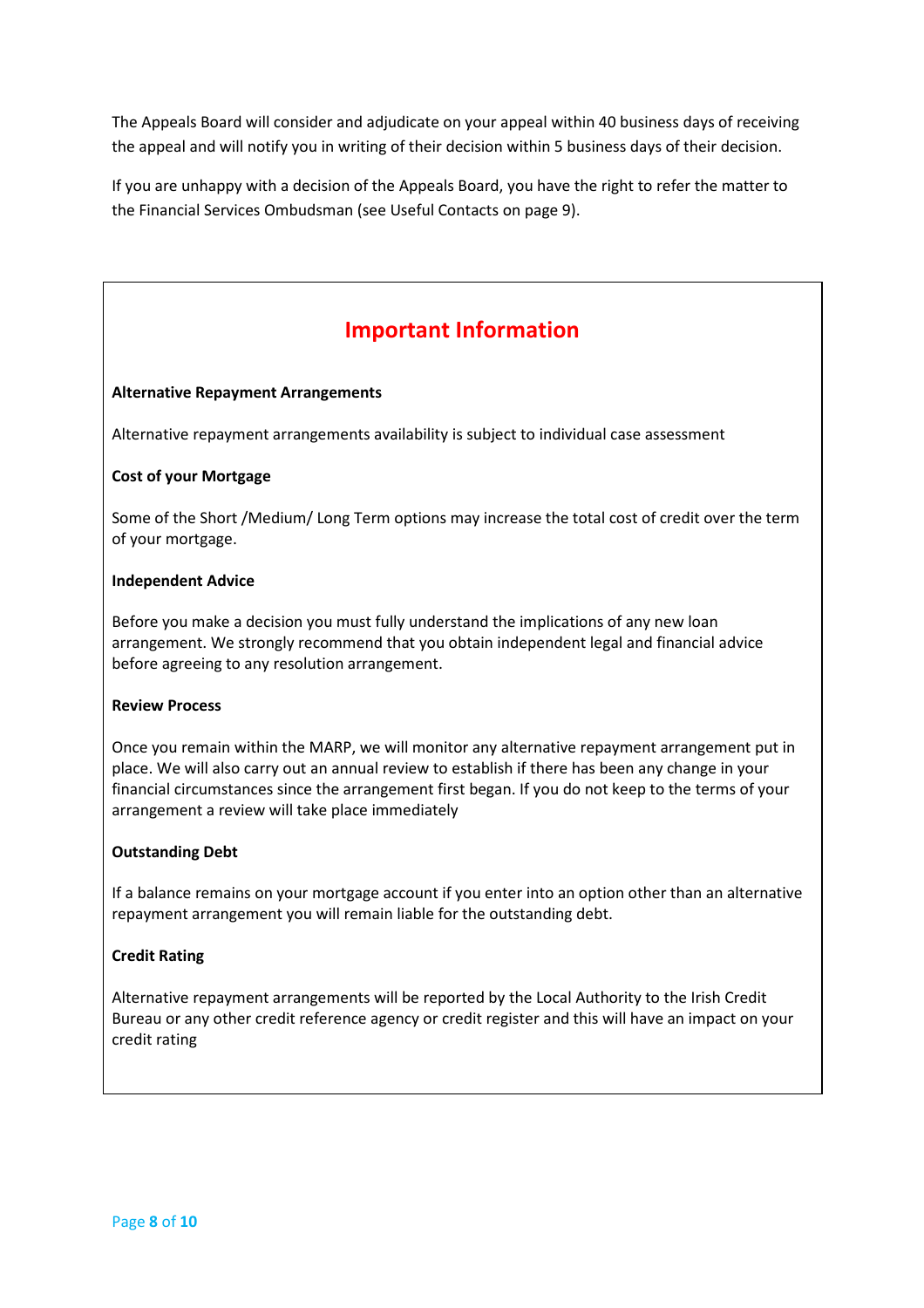The Appeals Board will consider and adjudicate on your appeal within 40 business days of receiving the appeal and will notify you in writing of their decision within 5 business days of their decision.

If you are unhappy with a decision of the Appeals Board, you have the right to refer the matter to the Financial Services Ombudsman (see Useful Contacts on page 9).

## Important Information

**Alternative Repayment Arrangements**

Alternative repayment arrangements availability is subject to individual case assessment

**Cost of your Mortgage**

Some of the Short /Medium/ Long Term options may increase the total cost of credit over the term of your mortgage.

**Independent Advice**

Before you make a decision you must fully understand the implications of any new loan arrangement. We strongly recommend that you obtain independent legal and financial advice before agreeing to any resolution arrangement.

**Review Process**

Once you remain within the MARP, we will monitor any alternative repayment arrangement put in place. We will also carry out an annual review to establish if there has been any change in your financial circumstances since the arrangement first began. If you do not keep to the terms of your arrangement a review will take place immediately

**Outstanding Debt**

If a balance remains on your mortgage account if you enter into an option other than an alternative repayment arrangement you will remain liable for the outstanding debt.

**Credit Rating**

Alternative repayment arrangements will be reported by the Local Authority to the Irish Credit Bureau or any other credit reference agency or credit register and this will have an impact on your credit rating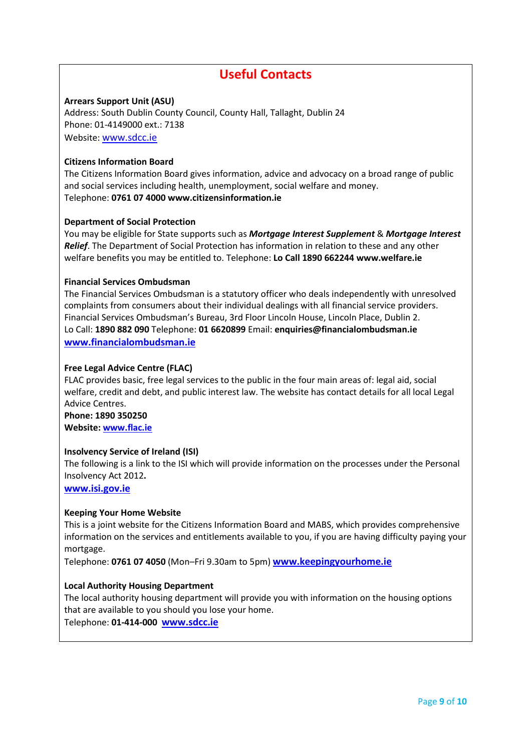# Useful Contacts

**Arrears Support Unit (ASU)**
Address: South Dublin County Council, County Hall, Tallaght, Dublin 24
Phone: 01-4149000 ext.: 7138
Website: www.sdcc.ie

**Citizens Information Board**
The Citizens Information Board gives information, advice and advocacy on a broad range of public and social services including health, unemployment, social welfare and money.
Telephone: **0761 07 4000 www.citizensinformation.ie**

**Department of Social Protection**
You may be eligible for State supports such as ***Mortgage Interest Supplement*** & ***Mortgage Interest Relief***. The Department of Social Protection has information in relation to these and any other welfare benefits you may be entitled to. Telephone: **Lo Call 1890 662244 www.welfare.ie**

**Financial Services Ombudsman**
The Financial Services Ombudsman is a statutory officer who deals independently with unresolved complaints from consumers about their individual dealings with all financial service providers.
Financial Services Ombudsman's Bureau, 3rd Floor Lincoln House, Lincoln Place, Dublin 2.
Lo Call: **1890 882 090** Telephone: **01 6620899** Email: **enquiries@financialombudsman.ie**
**www.financialombudsman.ie**

**Free Legal Advice Centre (FLAC)**
FLAC provides basic, free legal services to the public in the four main areas of: legal aid, social welfare, credit and debt, and public interest law. The website has contact details for all local Legal Advice Centres.
**Phone: 1890 350250**
**Website: www.flac.ie**

**Insolvency Service of Ireland (ISI)**
The following is a link to the ISI which will provide information on the processes under the Personal Insolvency Act 2012**.**
**www.isi.gov.ie**

**Keeping Your Home Website**
This is a joint website for the Citizens Information Board and MABS, which provides comprehensive information on the services and entitlements available to you, if you are having difficulty paying your mortgage.
Telephone: **0761 07 4050** (Mon–Fri 9.30am to 5pm) **www.keepingyourhome.ie**

**Local Authority Housing Department**
The local authority housing department will provide you with information on the housing options that are available to you should you lose your home.
Telephone: **01-414-000** **www.sdcc.ie**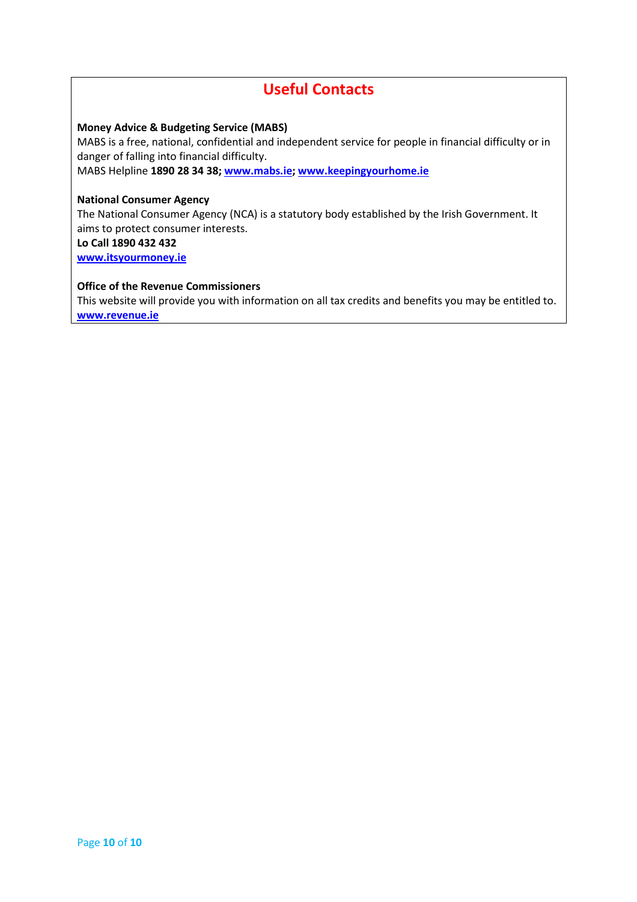# Useful Contacts

**Money Advice & Budgeting Service (MABS)**

MABS is a free, national, confidential and independent service for people in financial difficulty or in danger of falling into financial difficulty.

MABS Helpline **1890 28 34 38; www.mabs.ie; www.keepingyourhome.ie**

**National Consumer Agency**

The National Consumer Agency (NCA) is a statutory body established by the Irish Government. It aims to protect consumer interests.

**Lo Call 1890 432 432**

**www.itsyourmoney.ie**

**Office of the Revenue Commissioners**

This website will provide you with information on all tax credits and benefits you may be entitled to.

**www.revenue.ie**